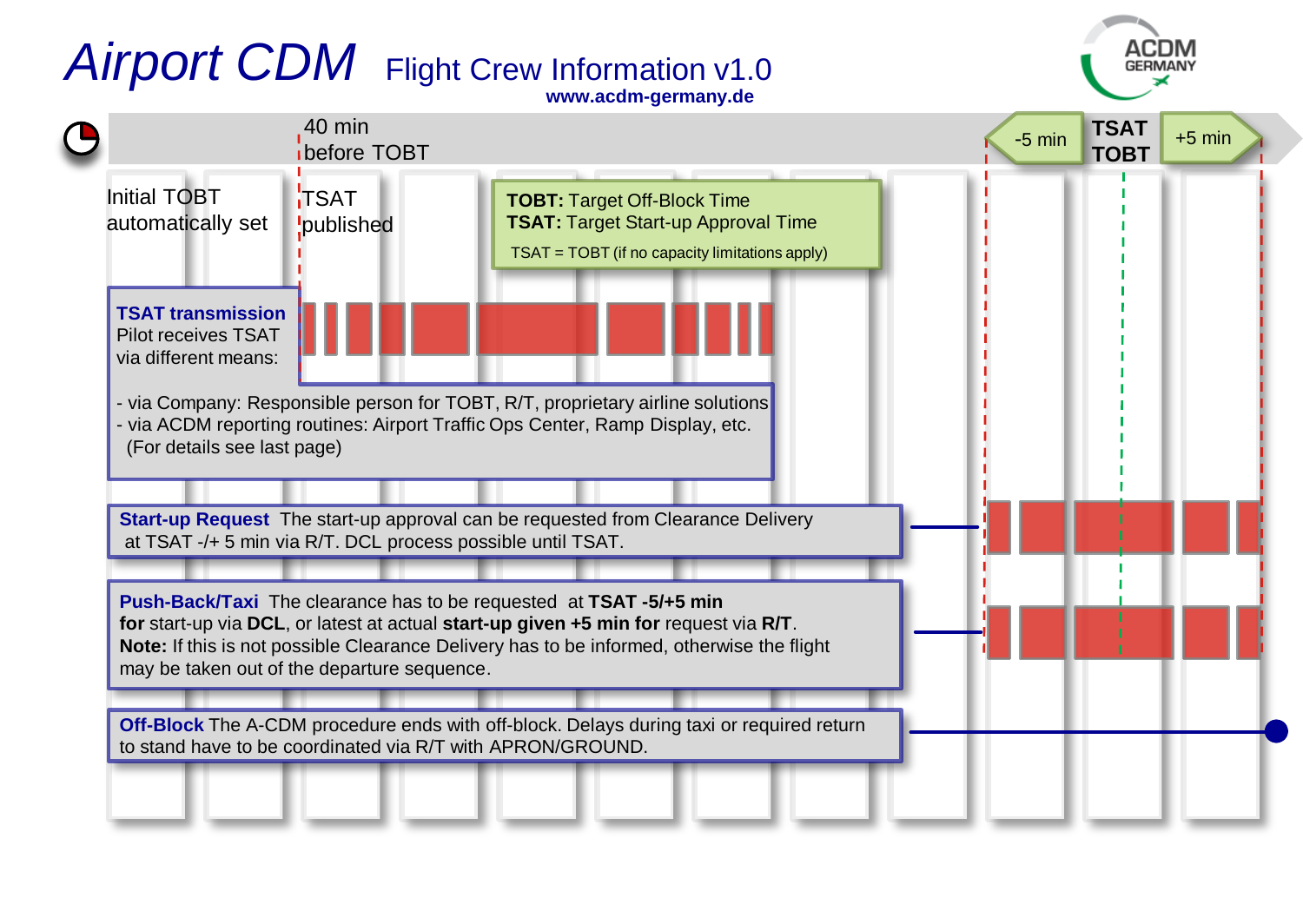# Airport CDM

## Flight Crew Information v1.0

www.acdm-germany.de

ACDM GERMANY

40 min before TOBT

-5 min | TSAT TOBT | +5 min

Initial TOBT automatically set

TSAT published

**TOBT:** Target Off-Block Time
**TSAT:** Target Start-up Approval Time
TSAT = TOBT (if no capacity limitations apply)

**TSAT transmission**
Pilot receives TSAT via different means:

- via Company: Responsible person for TOBT, R/T, proprietary airline solutions
- via ACDM reporting routines: Airport Traffic Ops Center, Ramp Display, etc.
  (For details see last page)

**Start-up Request** The start-up approval can be requested from Clearance Delivery at TSAT -/+ 5 min via R/T. DCL process possible until TSAT.

**Push-Back/Taxi** The clearance has to be requested at **TSAT -5/+5 min for** start-up via **DCL**, or latest at actual **start-up given +5 min for** request via **R/T**.
**Note:** If this is not possible Clearance Delivery has to be informed, otherwise the flight may be taken out of the departure sequence.

**Off-Block** The A-CDM procedure ends with off-block. Delays during taxi or required return to stand have to be coordinated via R/T with APRON/GROUND.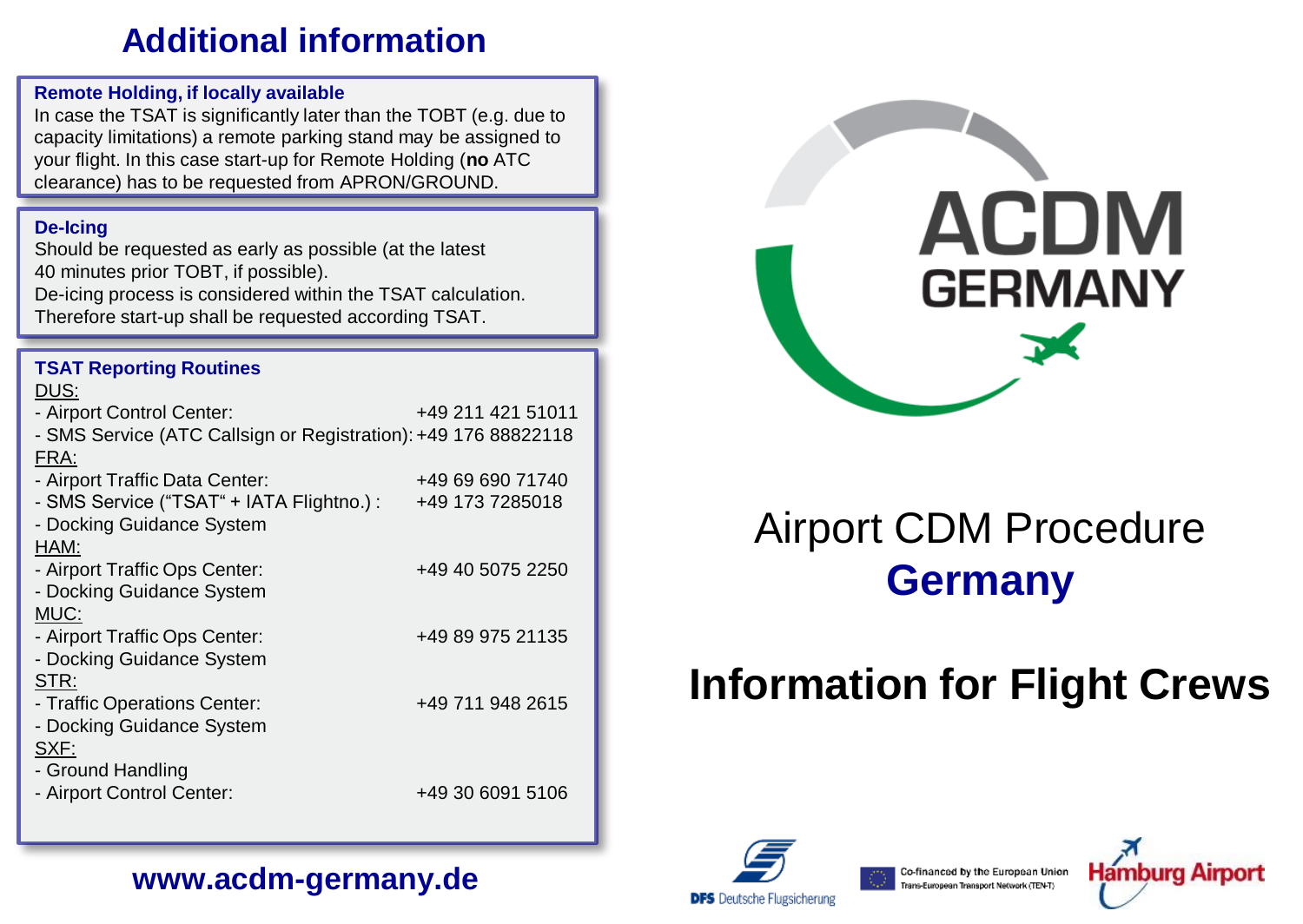# Additional information

**Remote Holding, if locally available**

In case the TSAT is significantly later than the TOBT (e.g. due to capacity limitations) a remote parking stand may be assigned to your flight. In this case start-up for Remote Holding (**no** ATC clearance) has to be requested from APRON/GROUND.

**De-Icing**

Should be requested as early as possible (at the latest 40 minutes prior TOBT, if possible).
De-icing process is considered within the TSAT calculation. Therefore start-up shall be requested according TSAT.

**TSAT Reporting Routines**

DUS:

- Airport Control Center: +49 211 421 51011
- SMS Service (ATC Callsign or Registration): +49 176 88822118

FRA:

- Airport Traffic Data Center: +49 69 690 71740
- SMS Service ("TSAT" + IATA Flightno.) : +49 173 7285018
- Docking Guidance System

HAM:

- Airport Traffic Ops Center: +49 40 5075 2250
- Docking Guidance System

MUC:

- Airport Traffic Ops Center: +49 89 975 21135
- Docking Guidance System

STR:

- Traffic Operations Center: +49 711 948 2615
- Docking Guidance System

SXF:

- Ground Handling
- Airport Control Center: +49 30 6091 5106

**www.acdm-germany.de**

ACDM GERMANY

Airport CDM Procedure
**Germany**

# Information for Flight Crews

DFS Deutsche Flugsicherung

Co-financed by the European Union
Trans-European Transport Network (TEN-T)

Hamburg Airport